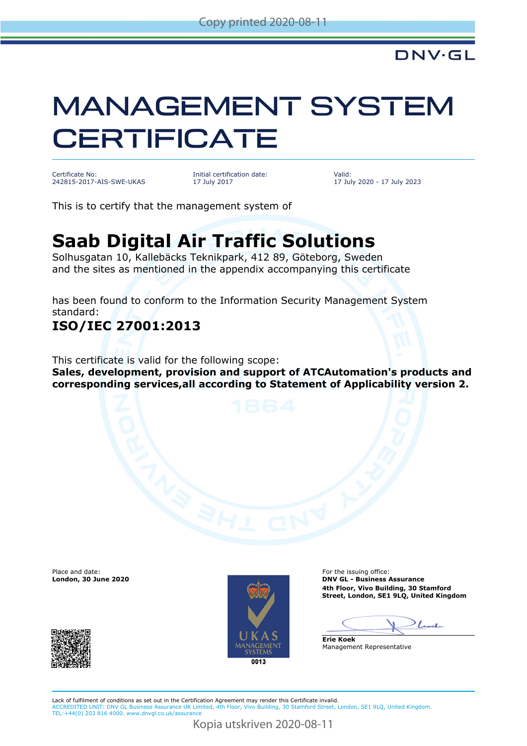DNV·GL

# MANAGEMENT SYSTEM CERTIFICATE

Certificate No:
242815-2017-AIS-SWE-UKAS

Initial certification date:
17 July 2017

Valid:
17 July 2020 - 17 July 2023

This is to certify that the management system of

## Saab Digital Air Traffic Solutions

Solhusgatan 10, Kallebäcks Teknikpark, 412 89, Göteborg, Sweden
and the sites as mentioned in the appendix accompanying this certificate

has been found to conform to the Information Security Management System standard:

### ISO/IEC 27001:2013

This certificate is valid for the following scope:
**Sales, development, provision and support of ATCAutomation's products and corresponding services,all according to Statement of Applicability version 2.**

Place and date:
**London, 30 June 2020**

UKAS MANAGEMENT SYSTEMS
0013

For the issuing office:
**DNV GL - Business Assurance**
**4th Floor, Vivo Building, 30 Stamford Street, London, SE1 9LQ, United Kingdom**

**Erie Koek**
Management Representative

Lack of fulfilment of conditions as set out in the Certification Agreement may render this Certificate invalid.
ACCREDITED UNIT: DNV GL Business Assurance UK Limited, 4th Floor, Vivo Building, 30 Stamford Street, London, SE1 9LQ, United Kingdom.
TEL:+44(0) 203 816 4000. www.dnvgl.co.uk/assurance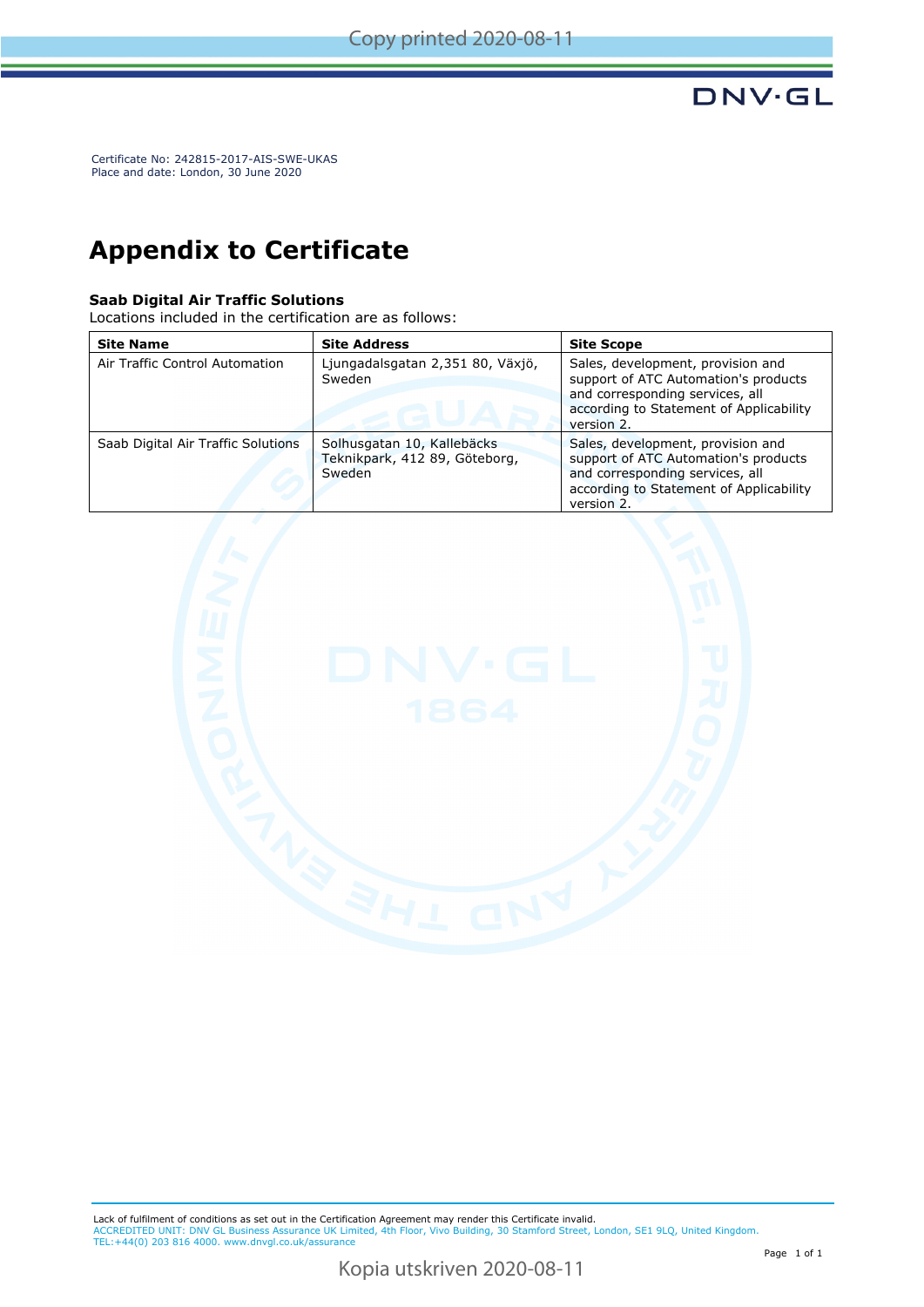Certificate No: 242815-2017-AIS-SWE-UKAS
Place and date: London, 30 June 2020

# Appendix to Certificate

**Saab Digital Air Traffic Solutions**
Locations included in the certification are as follows:

| Site Name | Site Address | Site Scope |
|---|---|---|
| Air Traffic Control Automation | Ljungadalsgatan 2,351 80, Växjö, Sweden | Sales, development, provision and support of ATC Automation's products and corresponding services, all according to Statement of Applicability version 2. |
| Saab Digital Air Traffic Solutions | Solhusgatan 10, Kallebäcks Teknikpark, 412 89, Göteborg, Sweden | Sales, development, provision and support of ATC Automation's products and corresponding services, all according to Statement of Applicability version 2. |

Lack of fulfilment of conditions as set out in the Certification Agreement may render this Certificate invalid.
ACCREDITED UNIT: DNV GL Business Assurance UK Limited, 4th Floor, Vivo Building, 30 Stamford Street, London, SE1 9LQ, United Kingdom.
TEL:+44(0) 203 816 4000. www.dnvgl.co.uk/assurance